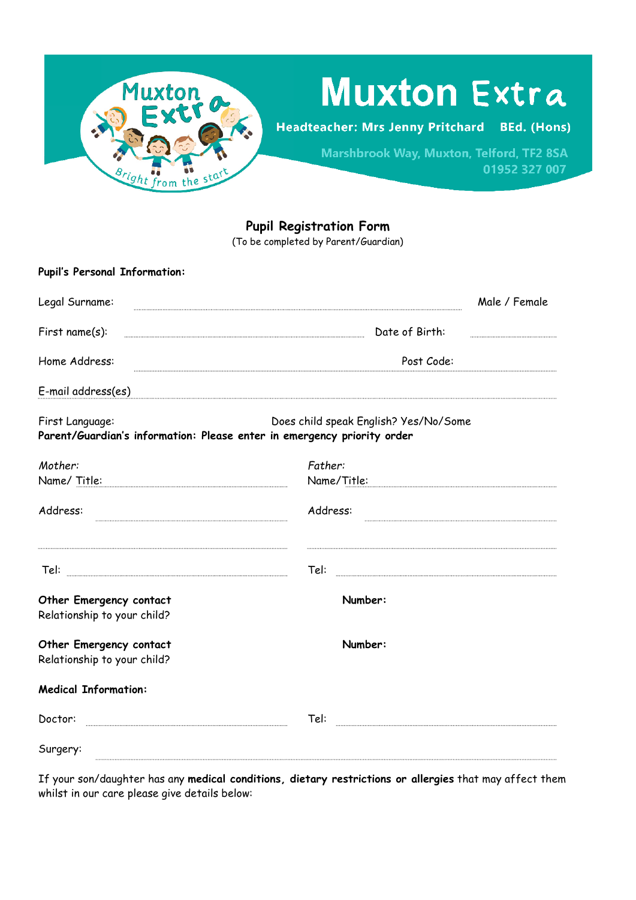# Muxton Extra

**Headteacher: Mrs Jenny Pritchard BEd. (Hons)**

Marshbrook Way, Muxton, Telford, TF2 8SA
01952 327 007

## Pupil Registration Form

(To be completed by Parent/Guardian)

**Pupil's Personal Information:**

Legal Surname: .................................................................................... Male / Female

First name(s): .................................................................... Date of Birth: ....................

Home Address: .................................................................................... Post Code: ....................

E-mail address(es) ....................................................................................

First Language: Does child speak English? Yes/No/Some

**Parent/Guardian's information: Please enter in emergency priority order**

| *Mother:* | *Father:* |
|---|---|
| Name/ Title: .................................... | Name/Title: .................................... |
| Address: .................................... | Address: .................................... |
| .................................... | .................................... |
| Tel: .................................... | Tel: .................................... |

**Other Emergency contact** **Number:**
Relationship to your child?

**Other Emergency contact** **Number:**
Relationship to your child?

**Medical Information:**

Doctor: .................................... Tel: ....................................

Surgery: ....................................................................................

If your son/daughter has any **medical conditions, dietary restrictions or allergies** that may affect them whilst in our care please give details below: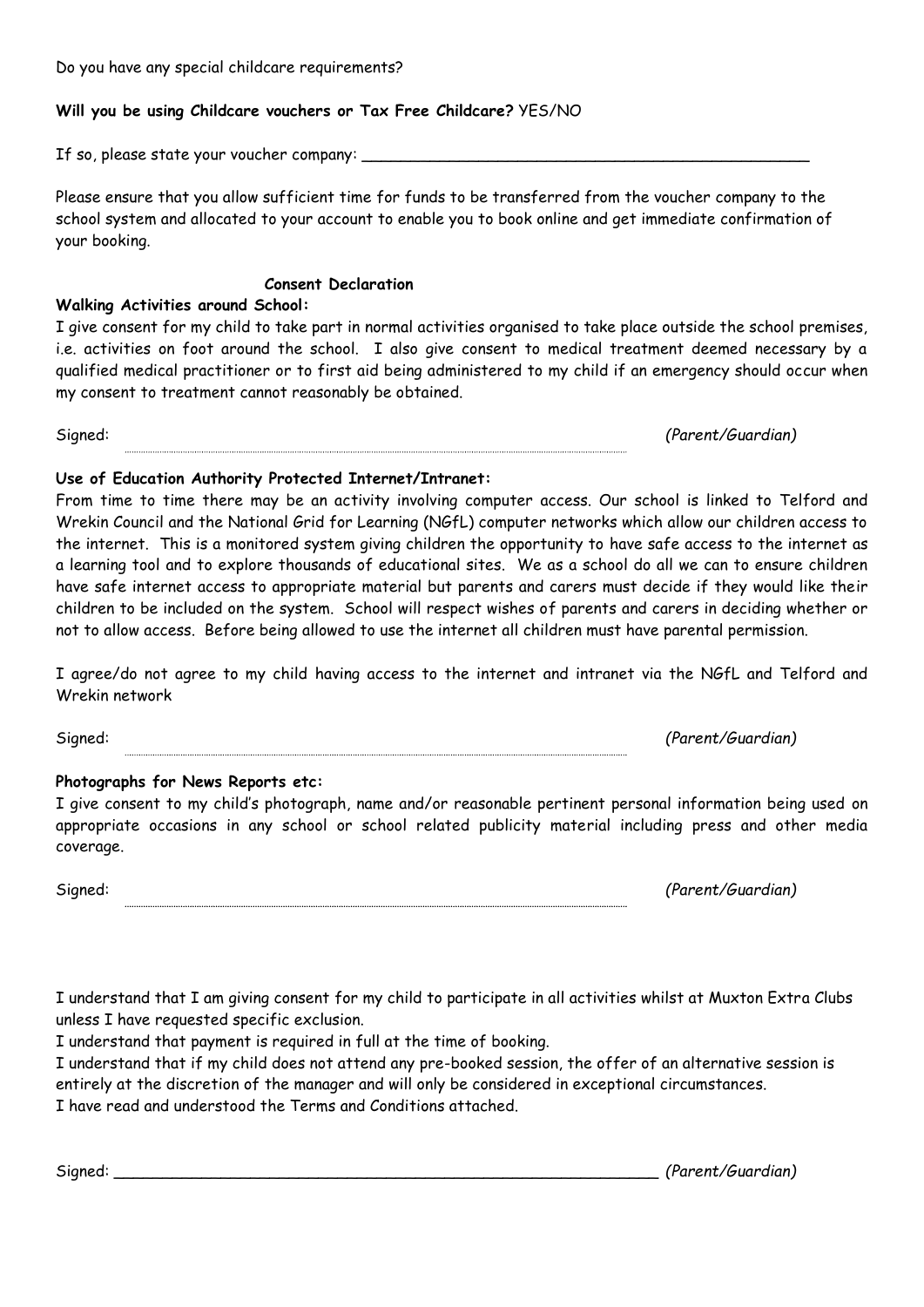Do you have any special childcare requirements?

**Will you be using Childcare vouchers or Tax Free Childcare?** YES/NO

If so, please state your voucher company: ___________________________________________________

Please ensure that you allow sufficient time for funds to be transferred from the voucher company to the school system and allocated to your account to enable you to book online and get immediate confirmation of your booking.

**Consent Declaration**

**Walking Activities around School:**

I give consent for my child to take part in normal activities organised to take place outside the school premises, i.e. activities on foot around the school. I also give consent to medical treatment deemed necessary by a qualified medical practitioner or to first aid being administered to my child if an emergency should occur when my consent to treatment cannot reasonably be obtained.

Signed: ....................................................................................................... *(Parent/Guardian)*

**Use of Education Authority Protected Internet/Intranet:**

From time to time there may be an activity involving computer access. Our school is linked to Telford and Wrekin Council and the National Grid for Learning (NGfL) computer networks which allow our children access to the internet. This is a monitored system giving children the opportunity to have safe access to the internet as a learning tool and to explore thousands of educational sites. We as a school do all we can to ensure children have safe internet access to appropriate material but parents and carers must decide if they would like their children to be included on the system. School will respect wishes of parents and carers in deciding whether or not to allow access. Before being allowed to use the internet all children must have parental permission.

I agree/do not agree to my child having access to the internet and intranet via the NGfL and Telford and Wrekin network

Signed: ....................................................................................................... *(Parent/Guardian)*

**Photographs for News Reports etc:**

I give consent to my child's photograph, name and/or reasonable pertinent personal information being used on appropriate occasions in any school or school related publicity material including press and other media coverage.

Signed: ....................................................................................................... *(Parent/Guardian)*

I understand that I am giving consent for my child to participate in all activities whilst at Muxton Extra Clubs unless I have requested specific exclusion.
I understand that payment is required in full at the time of booking.
I understand that if my child does not attend any pre-booked session, the offer of an alternative session is entirely at the discretion of the manager and will only be considered in exceptional circumstances.
I have read and understood the Terms and Conditions attached.

Signed: ____________________________________________________________ *(Parent/Guardian)*